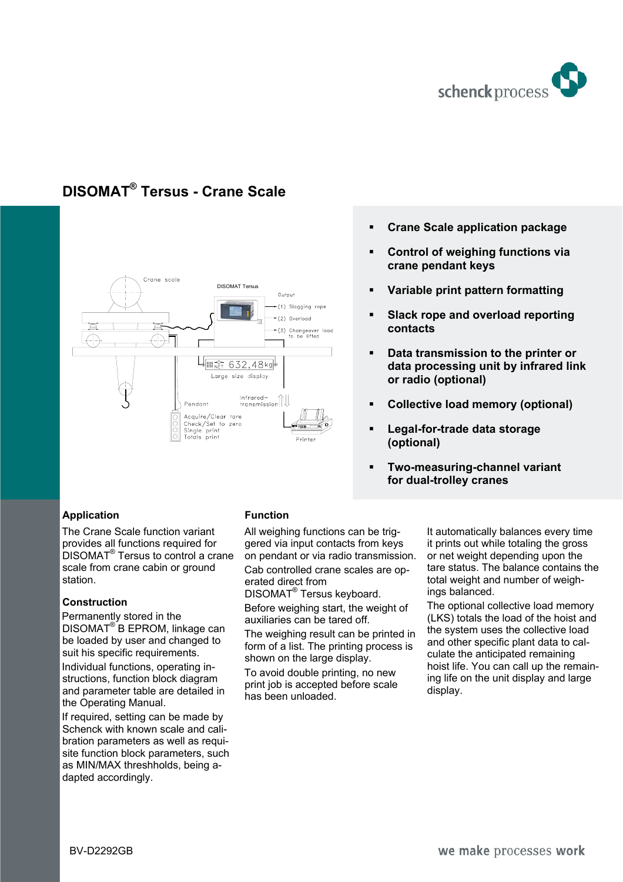# DISOMAT® Tersus - Crane Scale

- **Crane Scale application package**
- **Control of weighing functions via crane pendant keys**
- **Variable print pattern formatting**
- **Slack rope and overload reporting contacts**
- **Data transmission to the printer or data processing unit by infrared link or radio (optional)**
- **Collective load memory (optional)**
- **Legal-for-trade data storage (optional)**
- **Two-measuring-channel variant for dual-trolley cranes**

## Application

The Crane Scale function variant provides all functions required for DISOMAT® Tersus to control a crane scale from crane cabin or ground station.

## Construction

Permanently stored in the DISOMAT® B EPROM, linkage can be loaded by user and changed to suit his specific requirements.

Individual functions, operating instructions, function block diagram and parameter table are detailed in the Operating Manual.

If required, setting can be made by Schenck with known scale and calibration parameters as well as requisite function block parameters, such as MIN/MAX threshholds, being adapted accordingly.

## Function

All weighing functions can be triggered via input contacts from keys on pendant or via radio transmission.

Cab controlled crane scales are operated direct from DISOMAT® Tersus keyboard.

Before weighing start, the weight of auxiliaries can be tared off.

The weighing result can be printed in form of a list. The printing process is shown on the large display.

To avoid double printing, no new print job is accepted before scale has been unloaded.

It automatically balances every time it prints out while totaling the gross or net weight depending upon the tare status. The balance contains the total weight and number of weighings balanced.

The optional collective load memory (LKS) totals the load of the hoist and the system uses the collective load and other specific plant data to calculate the anticipated remaining hoist life. You can call up the remaining life on the unit display and large display.

BV-D2292GB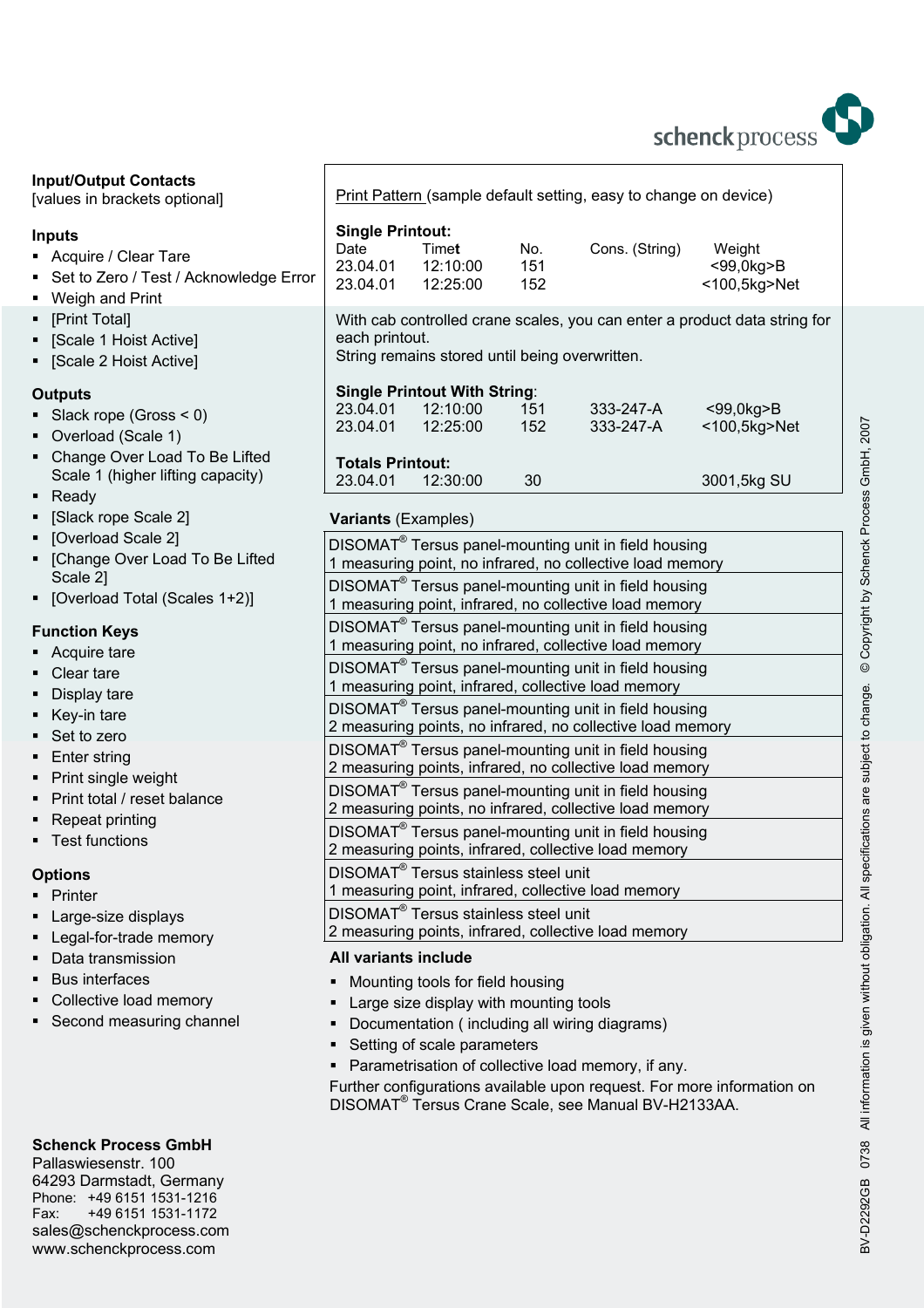## Input/Output Contacts

[values in brackets optional]

### Inputs

- Acquire / Clear Tare
- Set to Zero / Test / Acknowledge Error
- Weigh and Print
- [Print Total]
- [Scale 1 Hoist Active]
- [Scale 2 Hoist Active]

### Outputs

- Slack rope (Gross < 0)
- Overload (Scale 1)
- Change Over Load To Be Lifted Scale 1 (higher lifting capacity)
- Ready
- [Slack rope Scale 2]
- [Overload Scale 2]
- [Change Over Load To Be Lifted Scale 2]
- [Overload Total (Scales 1+2)]

### Function Keys

- Acquire tare
- Clear tare
- Display tare
- Key-in tare
- Set to zero
- Enter string
- Print single weight
- Print total / reset balance
- Repeat printing
- Test functions

### Options

- Printer
- Large-size displays
- Legal-for-trade memory
- Data transmission
- Bus interfaces
- Collective load memory
- Second measuring channel

**Schenck Process GmbH**
Pallaswiesenstr. 100
64293 Darmstadt, Germany
Phone: +49 6151 1531-1216
Fax: +49 6151 1531-1172
sales@schenckprocess.com
www.schenckprocess.com

Print Pattern (sample default setting, easy to change on device)

**Single Printout:**

| Date | Timet | No. | Cons. (String) | Weight |
|---|---|---|---|---|
| 23.04.01 | 12:10:00 | 151 | | <99,0kg>B |
| 23.04.01 | 12:25:00 | 152 | | <100,5kg>Net |

With cab controlled crane scales, you can enter a product data string for each printout.
String remains stored until being overwritten.

**Single Printout With String:**

| | | | | |
|---|---|---|---|---|
| 23.04.01 | 12:10:00 | 151 | 333-247-A | <99,0kg>B |
| 23.04.01 | 12:25:00 | 152 | 333-247-A | <100,5kg>Net |

**Totals Printout:**

| | | | | |
|---|---|---|---|---|
| 23.04.01 | 12:30:00 | 30 | | 3001,5kg SU |

**Variants** (Examples)

| |
|---|
| DISOMAT® Tersus panel-mounting unit in field housing<br>1 measuring point, no infrared, no collective load memory |
| DISOMAT® Tersus panel-mounting unit in field housing<br>1 measuring point, infrared, no collective load memory |
| DISOMAT® Tersus panel-mounting unit in field housing<br>1 measuring point, no infrared, collective load memory |
| DISOMAT® Tersus panel-mounting unit in field housing<br>1 measuring point, infrared, collective load memory |
| DISOMAT® Tersus panel-mounting unit in field housing<br>2 measuring points, no infrared, no collective load memory |
| DISOMAT® Tersus panel-mounting unit in field housing<br>2 measuring points, infrared, no collective load memory |
| DISOMAT® Tersus panel-mounting unit in field housing<br>2 measuring points, no infrared, collective load memory |
| DISOMAT® Tersus panel-mounting unit in field housing<br>2 measuring points, infrared, collective load memory |
| DISOMAT® Tersus stainless steel unit<br>1 measuring point, infrared, collective load memory |
| DISOMAT® Tersus stainless steel unit<br>2 measuring points, infrared, collective load memory |

**All variants include**

- Mounting tools for field housing
- Large size display with mounting tools
- Documentation ( including all wiring diagrams)
- Setting of scale parameters
- Parametrisation of collective load memory, if any.

Further configurations available upon request. For more information on DISOMAT® Tersus Crane Scale, see Manual BV-H2133AA.

BV-D2292GB 0738 All information is given without obligation. All specifications are subject to change. © Copyright by Schenck Process GmbH, 2007